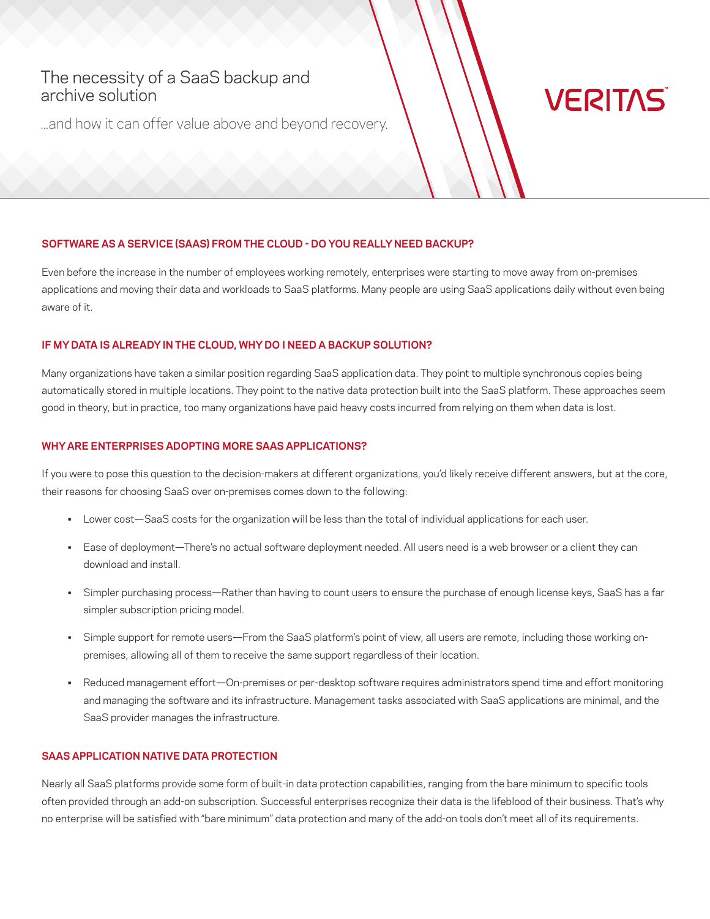# The necessity of a SaaS backup and archive solution

...and how it can offer value above and beyond recovery.

VERITAS

## SOFTWARE AS A SERVICE (SAAS) FROM THE CLOUD - DO YOU REALLY NEED BACKUP?

Even before the increase in the number of employees working remotely, enterprises were starting to move away from on-premises applications and moving their data and workloads to SaaS platforms. Many people are using SaaS applications daily without even being aware of it.

## IF MY DATA IS ALREADY IN THE CLOUD, WHY DO I NEED A BACKUP SOLUTION?

Many organizations have taken a similar position regarding SaaS application data. They point to multiple synchronous copies being automatically stored in multiple locations. They point to the native data protection built into the SaaS platform. These approaches seem good in theory, but in practice, too many organizations have paid heavy costs incurred from relying on them when data is lost.

## WHY ARE ENTERPRISES ADOPTING MORE SAAS APPLICATIONS?

If you were to pose this question to the decision-makers at different organizations, you'd likely receive different answers, but at the core, their reasons for choosing SaaS over on-premises comes down to the following:

- Lower cost—SaaS costs for the organization will be less than the total of individual applications for each user.
- Ease of deployment—There's no actual software deployment needed. All users need is a web browser or a client they can download and install.
- Simpler purchasing process—Rather than having to count users to ensure the purchase of enough license keys, SaaS has a far simpler subscription pricing model.
- Simple support for remote users—From the SaaS platform's point of view, all users are remote, including those working on-premises, allowing all of them to receive the same support regardless of their location.
- Reduced management effort—On-premises or per-desktop software requires administrators spend time and effort monitoring and managing the software and its infrastructure. Management tasks associated with SaaS applications are minimal, and the SaaS provider manages the infrastructure.

## SAAS APPLICATION NATIVE DATA PROTECTION

Nearly all SaaS platforms provide some form of built-in data protection capabilities, ranging from the bare minimum to specific tools often provided through an add-on subscription. Successful enterprises recognize their data is the lifeblood of their business. That's why no enterprise will be satisfied with "bare minimum" data protection and many of the add-on tools don't meet all of its requirements.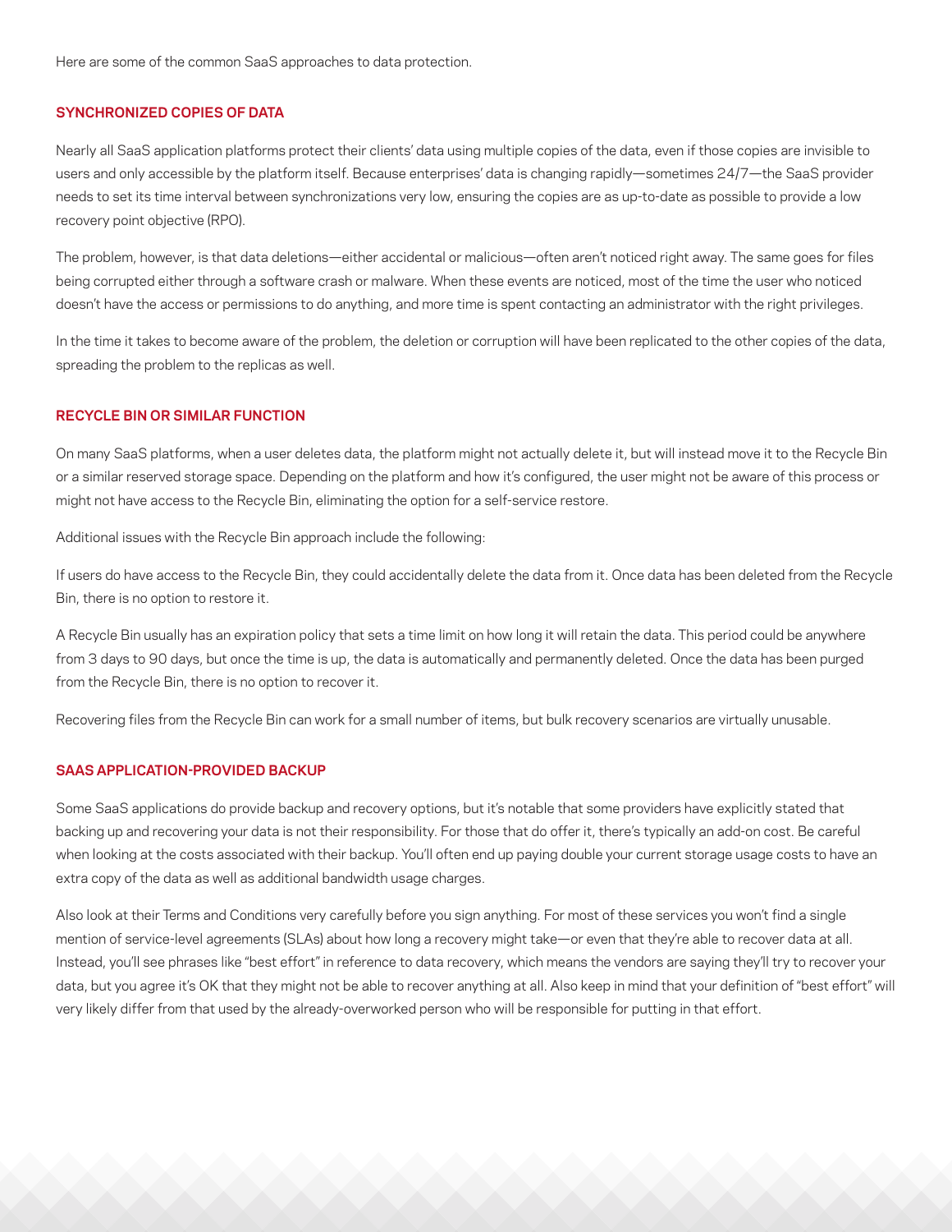Here are some of the common SaaS approaches to data protection.

## SYNCHRONIZED COPIES OF DATA

Nearly all SaaS application platforms protect their clients' data using multiple copies of the data, even if those copies are invisible to users and only accessible by the platform itself. Because enterprises' data is changing rapidly—sometimes 24/7—the SaaS provider needs to set its time interval between synchronizations very low, ensuring the copies are as up-to-date as possible to provide a low recovery point objective (RPO).

The problem, however, is that data deletions—either accidental or malicious—often aren't noticed right away. The same goes for files being corrupted either through a software crash or malware. When these events are noticed, most of the time the user who noticed doesn't have the access or permissions to do anything, and more time is spent contacting an administrator with the right privileges.

In the time it takes to become aware of the problem, the deletion or corruption will have been replicated to the other copies of the data, spreading the problem to the replicas as well.

## RECYCLE BIN OR SIMILAR FUNCTION

On many SaaS platforms, when a user deletes data, the platform might not actually delete it, but will instead move it to the Recycle Bin or a similar reserved storage space. Depending on the platform and how it's configured, the user might not be aware of this process or might not have access to the Recycle Bin, eliminating the option for a self-service restore.

Additional issues with the Recycle Bin approach include the following:

If users do have access to the Recycle Bin, they could accidentally delete the data from it. Once data has been deleted from the Recycle Bin, there is no option to restore it.

A Recycle Bin usually has an expiration policy that sets a time limit on how long it will retain the data. This period could be anywhere from 3 days to 90 days, but once the time is up, the data is automatically and permanently deleted. Once the data has been purged from the Recycle Bin, there is no option to recover it.

Recovering files from the Recycle Bin can work for a small number of items, but bulk recovery scenarios are virtually unusable.

## SAAS APPLICATION-PROVIDED BACKUP

Some SaaS applications do provide backup and recovery options, but it's notable that some providers have explicitly stated that backing up and recovering your data is not their responsibility. For those that do offer it, there's typically an add-on cost. Be careful when looking at the costs associated with their backup. You'll often end up paying double your current storage usage costs to have an extra copy of the data as well as additional bandwidth usage charges.

Also look at their Terms and Conditions very carefully before you sign anything. For most of these services you won't find a single mention of service-level agreements (SLAs) about how long a recovery might take—or even that they're able to recover data at all. Instead, you'll see phrases like "best effort" in reference to data recovery, which means the vendors are saying they'll try to recover your data, but you agree it's OK that they might not be able to recover anything at all. Also keep in mind that your definition of "best effort" will very likely differ from that used by the already-overworked person who will be responsible for putting in that effort.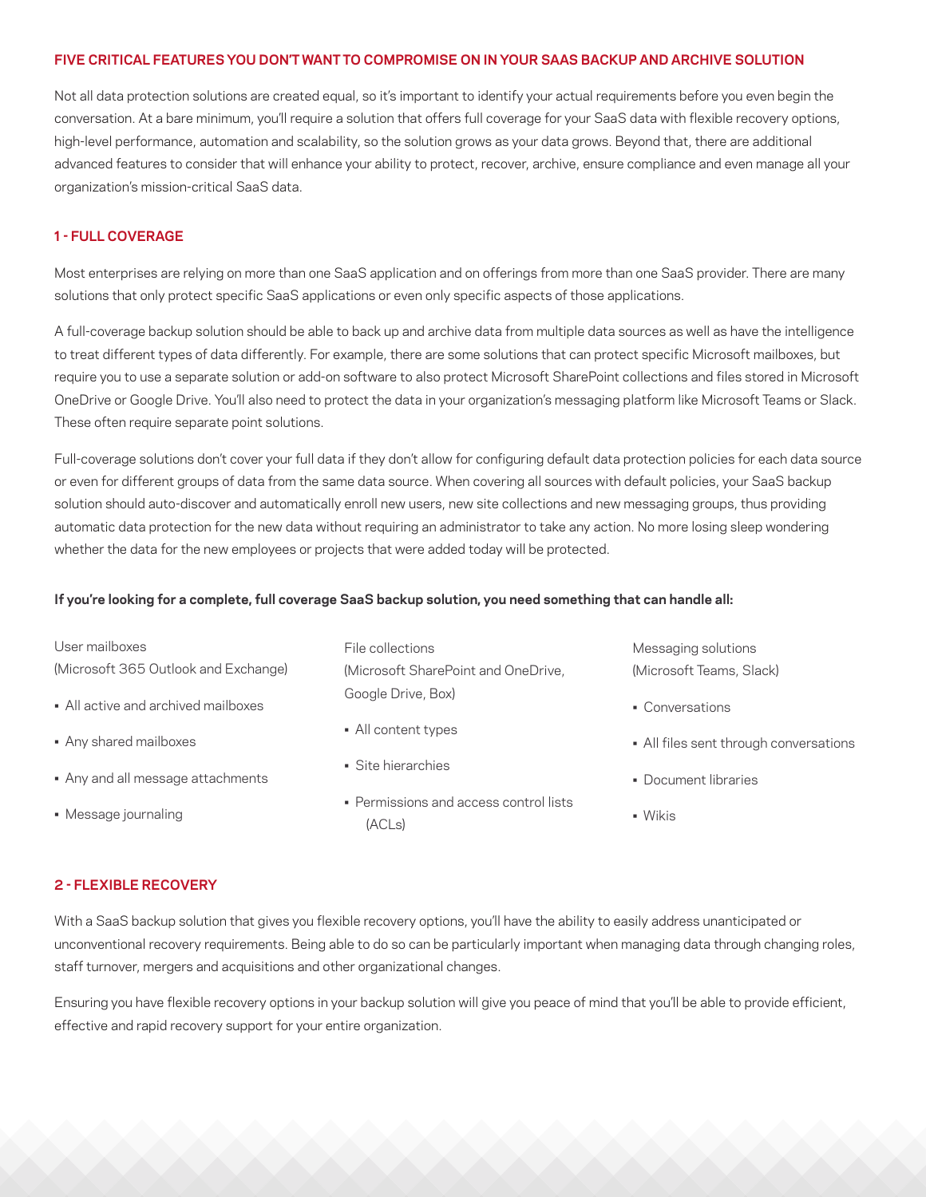## FIVE CRITICAL FEATURES YOU DON'T WANT TO COMPROMISE ON IN YOUR SAAS BACKUP AND ARCHIVE SOLUTION

Not all data protection solutions are created equal, so it's important to identify your actual requirements before you even begin the conversation. At a bare minimum, you'll require a solution that offers full coverage for your SaaS data with flexible recovery options, high-level performance, automation and scalability, so the solution grows as your data grows. Beyond that, there are additional advanced features to consider that will enhance your ability to protect, recover, archive, ensure compliance and even manage all your organization's mission-critical SaaS data.

### 1 - FULL COVERAGE

Most enterprises are relying on more than one SaaS application and on offerings from more than one SaaS provider. There are many solutions that only protect specific SaaS applications or even only specific aspects of those applications.

A full-coverage backup solution should be able to back up and archive data from multiple data sources as well as have the intelligence to treat different types of data differently. For example, there are some solutions that can protect specific Microsoft mailboxes, but require you to use a separate solution or add-on software to also protect Microsoft SharePoint collections and files stored in Microsoft OneDrive or Google Drive. You'll also need to protect the data in your organization's messaging platform like Microsoft Teams or Slack. These often require separate point solutions.

Full-coverage solutions don't cover your full data if they don't allow for configuring default data protection policies for each data source or even for different groups of data from the same data source. When covering all sources with default policies, your SaaS backup solution should auto-discover and automatically enroll new users, new site collections and new messaging groups, thus providing automatic data protection for the new data without requiring an administrator to take any action. No more losing sleep wondering whether the data for the new employees or projects that were added today will be protected.

**If you're looking for a complete, full coverage SaaS backup solution, you need something that can handle all:**

User mailboxes
(Microsoft 365 Outlook and Exchange)

- All active and archived mailboxes
- Any shared mailboxes
- Any and all message attachments
- Message journaling

File collections
(Microsoft SharePoint and OneDrive, Google Drive, Box)

- All content types
- Site hierarchies
- Permissions and access control lists (ACLs)

Messaging solutions
(Microsoft Teams, Slack)

- Conversations
- All files sent through conversations
- Document libraries
- Wikis

### 2 - FLEXIBLE RECOVERY

With a SaaS backup solution that gives you flexible recovery options, you'll have the ability to easily address unanticipated or unconventional recovery requirements. Being able to do so can be particularly important when managing data through changing roles, staff turnover, mergers and acquisitions and other organizational changes.

Ensuring you have flexible recovery options in your backup solution will give you peace of mind that you'll be able to provide efficient, effective and rapid recovery support for your entire organization.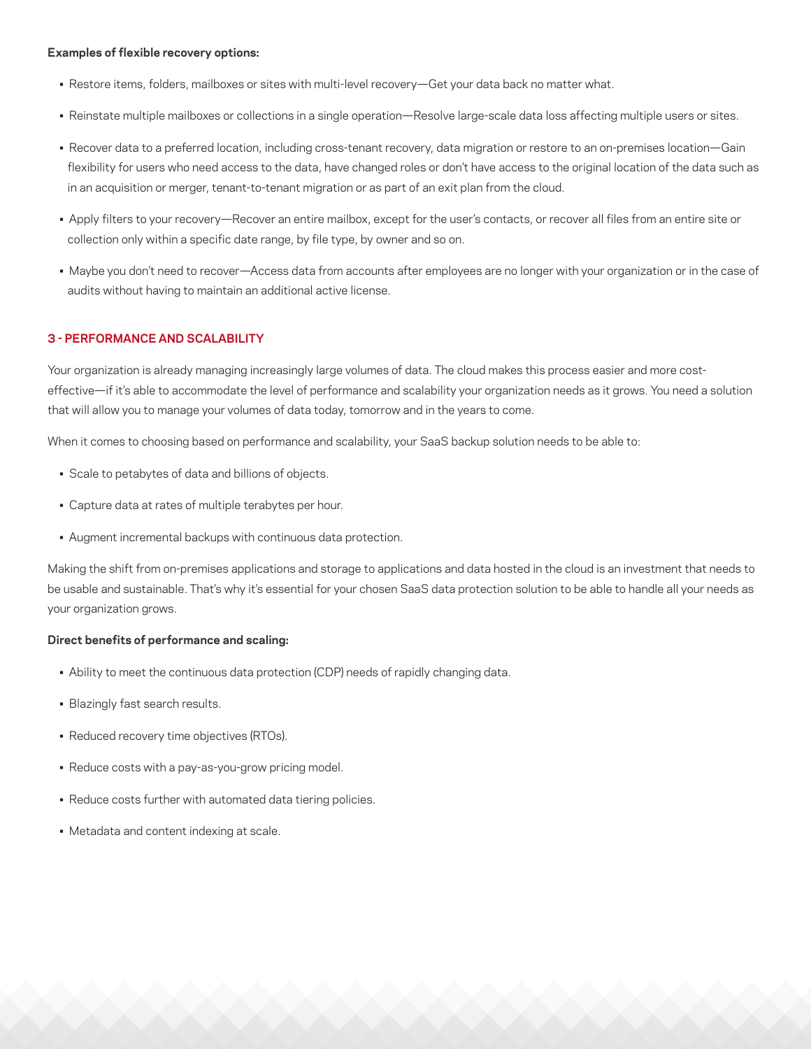**Examples of flexible recovery options:**

- Restore items, folders, mailboxes or sites with multi-level recovery—Get your data back no matter what.
- Reinstate multiple mailboxes or collections in a single operation—Resolve large-scale data loss affecting multiple users or sites.
- Recover data to a preferred location, including cross-tenant recovery, data migration or restore to an on-premises location—Gain flexibility for users who need access to the data, have changed roles or don't have access to the original location of the data such as in an acquisition or merger, tenant-to-tenant migration or as part of an exit plan from the cloud.
- Apply filters to your recovery—Recover an entire mailbox, except for the user's contacts, or recover all files from an entire site or collection only within a specific date range, by file type, by owner and so on.
- Maybe you don't need to recover—Access data from accounts after employees are no longer with your organization or in the case of audits without having to maintain an additional active license.

## 3 - PERFORMANCE AND SCALABILITY

Your organization is already managing increasingly large volumes of data. The cloud makes this process easier and more cost-effective—if it's able to accommodate the level of performance and scalability your organization needs as it grows. You need a solution that will allow you to manage your volumes of data today, tomorrow and in the years to come.

When it comes to choosing based on performance and scalability, your SaaS backup solution needs to be able to:

- Scale to petabytes of data and billions of objects.
- Capture data at rates of multiple terabytes per hour.
- Augment incremental backups with continuous data protection.

Making the shift from on-premises applications and storage to applications and data hosted in the cloud is an investment that needs to be usable and sustainable. That's why it's essential for your chosen SaaS data protection solution to be able to handle all your needs as your organization grows.

**Direct benefits of performance and scaling:**

- Ability to meet the continuous data protection (CDP) needs of rapidly changing data.
- Blazingly fast search results.
- Reduced recovery time objectives (RTOs).
- Reduce costs with a pay-as-you-grow pricing model.
- Reduce costs further with automated data tiering policies.
- Metadata and content indexing at scale.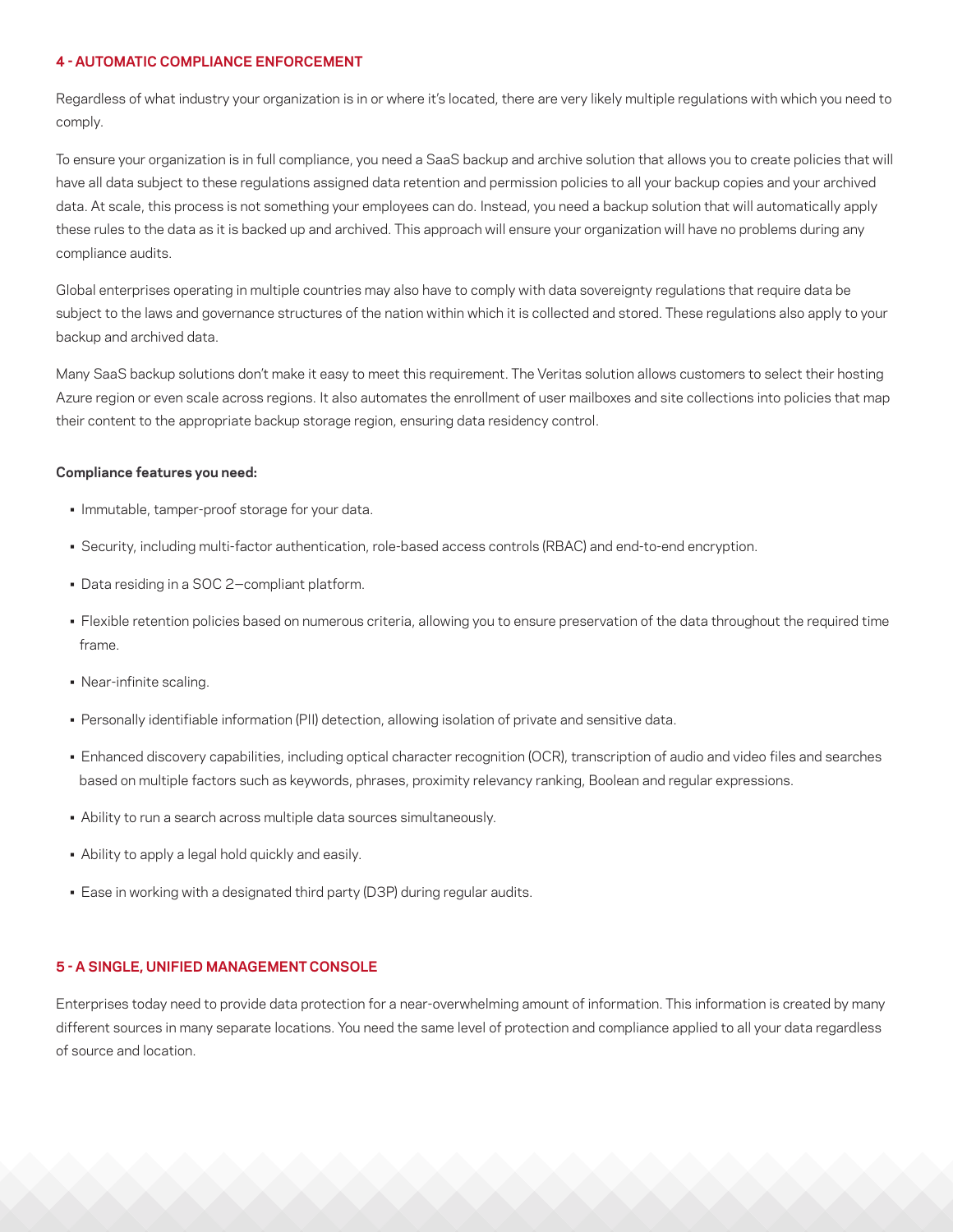## 4 - AUTOMATIC COMPLIANCE ENFORCEMENT

Regardless of what industry your organization is in or where it's located, there are very likely multiple regulations with which you need to comply.

To ensure your organization is in full compliance, you need a SaaS backup and archive solution that allows you to create policies that will have all data subject to these regulations assigned data retention and permission policies to all your backup copies and your archived data. At scale, this process is not something your employees can do. Instead, you need a backup solution that will automatically apply these rules to the data as it is backed up and archived. This approach will ensure your organization will have no problems during any compliance audits.

Global enterprises operating in multiple countries may also have to comply with data sovereignty regulations that require data be subject to the laws and governance structures of the nation within which it is collected and stored. These regulations also apply to your backup and archived data.

Many SaaS backup solutions don't make it easy to meet this requirement. The Veritas solution allows customers to select their hosting Azure region or even scale across regions. It also automates the enrollment of user mailboxes and site collections into policies that map their content to the appropriate backup storage region, ensuring data residency control.

**Compliance features you need:**

- Immutable, tamper-proof storage for your data.
- Security, including multi-factor authentication, role-based access controls (RBAC) and end-to-end encryption.
- Data residing in a SOC 2—compliant platform.
- Flexible retention policies based on numerous criteria, allowing you to ensure preservation of the data throughout the required time frame.
- Near-infinite scaling.
- Personally identifiable information (PII) detection, allowing isolation of private and sensitive data.
- Enhanced discovery capabilities, including optical character recognition (OCR), transcription of audio and video files and searches based on multiple factors such as keywords, phrases, proximity relevancy ranking, Boolean and regular expressions.
- Ability to run a search across multiple data sources simultaneously.
- Ability to apply a legal hold quickly and easily.
- Ease in working with a designated third party (D3P) during regular audits.

## 5 - A SINGLE, UNIFIED MANAGEMENT CONSOLE

Enterprises today need to provide data protection for a near-overwhelming amount of information. This information is created by many different sources in many separate locations. You need the same level of protection and compliance applied to all your data regardless of source and location.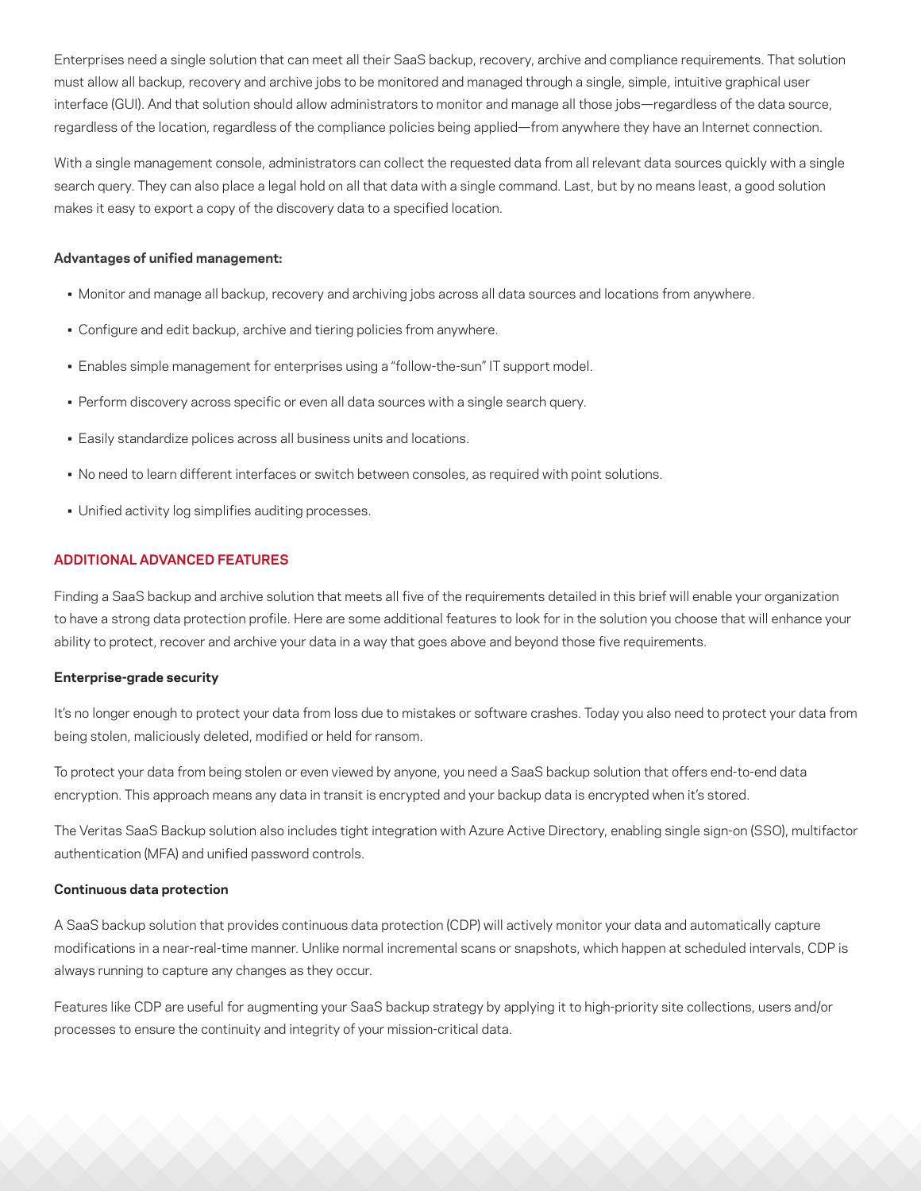Enterprises need a single solution that can meet all their SaaS backup, recovery, archive and compliance requirements. That solution must allow all backup, recovery and archive jobs to be monitored and managed through a single, simple, intuitive graphical user interface (GUI). And that solution should allow administrators to monitor and manage all those jobs—regardless of the data source, regardless of the location, regardless of the compliance policies being applied—from anywhere they have an Internet connection.

With a single management console, administrators can collect the requested data from all relevant data sources quickly with a single search query. They can also place a legal hold on all that data with a single command. Last, but by no means least, a good solution makes it easy to export a copy of the discovery data to a specified location.

**Advantages of unified management:**

- Monitor and manage all backup, recovery and archiving jobs across all data sources and locations from anywhere.
- Configure and edit backup, archive and tiering policies from anywhere.
- Enables simple management for enterprises using a "follow-the-sun" IT support model.
- Perform discovery across specific or even all data sources with a single search query.
- Easily standardize polices across all business units and locations.
- No need to learn different interfaces or switch between consoles, as required with point solutions.
- Unified activity log simplifies auditing processes.

## ADDITIONAL ADVANCED FEATURES

Finding a SaaS backup and archive solution that meets all five of the requirements detailed in this brief will enable your organization to have a strong data protection profile. Here are some additional features to look for in the solution you choose that will enhance your ability to protect, recover and archive your data in a way that goes above and beyond those five requirements.

**Enterprise-grade security**

It's no longer enough to protect your data from loss due to mistakes or software crashes. Today you also need to protect your data from being stolen, maliciously deleted, modified or held for ransom.

To protect your data from being stolen or even viewed by anyone, you need a SaaS backup solution that offers end-to-end data encryption. This approach means any data in transit is encrypted and your backup data is encrypted when it's stored.

The Veritas SaaS Backup solution also includes tight integration with Azure Active Directory, enabling single sign-on (SSO), multifactor authentication (MFA) and unified password controls.

**Continuous data protection**

A SaaS backup solution that provides continuous data protection (CDP) will actively monitor your data and automatically capture modifications in a near-real-time manner. Unlike normal incremental scans or snapshots, which happen at scheduled intervals, CDP is always running to capture any changes as they occur.

Features like CDP are useful for augmenting your SaaS backup strategy by applying it to high-priority site collections, users and/or processes to ensure the continuity and integrity of your mission-critical data.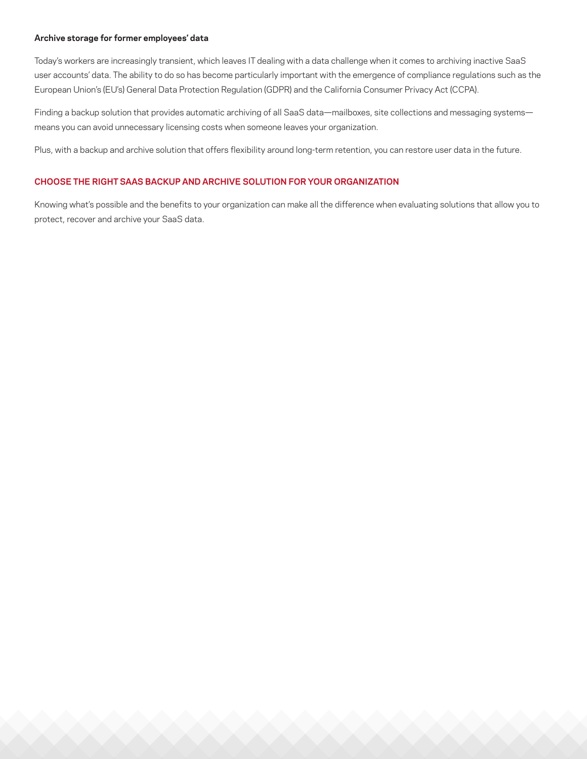### Archive storage for former employees' data

Today's workers are increasingly transient, which leaves IT dealing with a data challenge when it comes to archiving inactive SaaS user accounts' data. The ability to do so has become particularly important with the emergence of compliance regulations such as the European Union's (EU's) General Data Protection Regulation (GDPR) and the California Consumer Privacy Act (CCPA).

Finding a backup solution that provides automatic archiving of all SaaS data—mailboxes, site collections and messaging systems—means you can avoid unnecessary licensing costs when someone leaves your organization.

Plus, with a backup and archive solution that offers flexibility around long-term retention, you can restore user data in the future.

## CHOOSE THE RIGHT SAAS BACKUP AND ARCHIVE SOLUTION FOR YOUR ORGANIZATION

Knowing what's possible and the benefits to your organization can make all the difference when evaluating solutions that allow you to protect, recover and archive your SaaS data.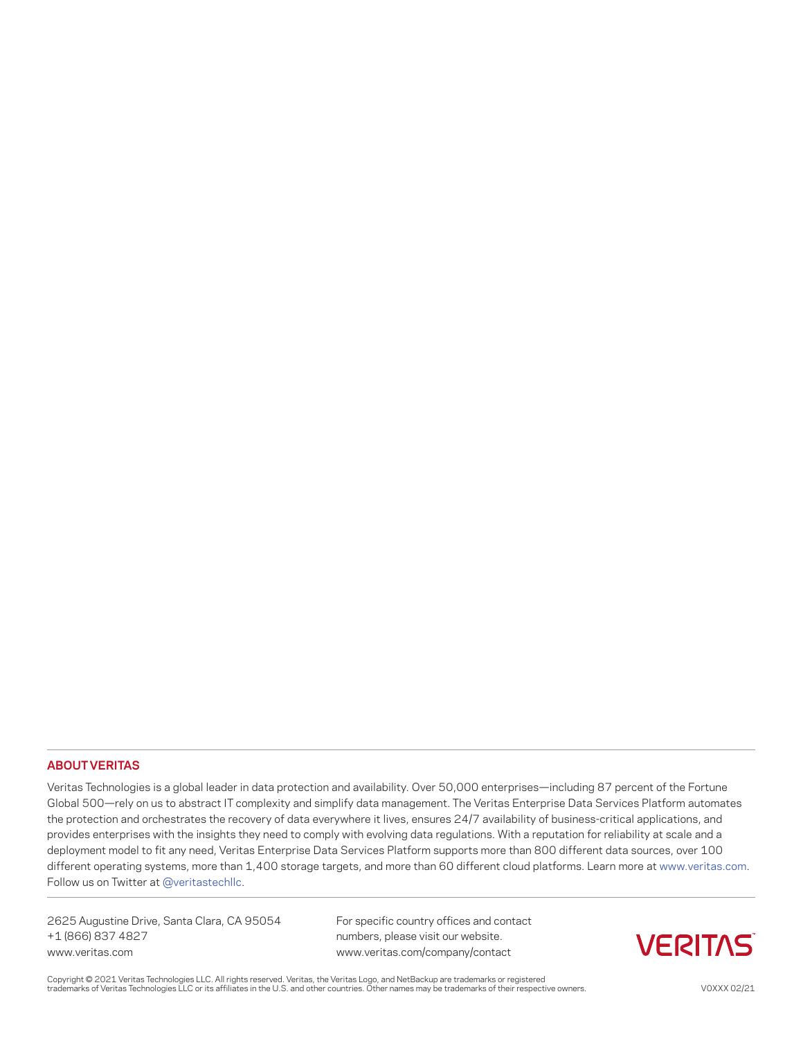## ABOUT VERITAS

Veritas Technologies is a global leader in data protection and availability. Over 50,000 enterprises—including 87 percent of the Fortune Global 500—rely on us to abstract IT complexity and simplify data management. The Veritas Enterprise Data Services Platform automates the protection and orchestrates the recovery of data everywhere it lives, ensures 24/7 availability of business-critical applications, and provides enterprises with the insights they need to comply with evolving data regulations. With a reputation for reliability at scale and a deployment model to fit any need, Veritas Enterprise Data Services Platform supports more than 800 different data sources, over 100 different operating systems, more than 1,400 storage targets, and more than 60 different cloud platforms. Learn more at www.veritas.com. Follow us on Twitter at @veritastechllc.

2625 Augustine Drive, Santa Clara, CA 95054
+1 (866) 837 4827
www.veritas.com

For specific country offices and contact numbers, please visit our website.
www.veritas.com/company/contact

VERITAS™

Copyright © 2021 Veritas Technologies LLC. All rights reserved. Veritas, the Veritas Logo, and NetBackup are trademarks or registered trademarks of Veritas Technologies LLC or its affiliates in the U.S. and other countries. Other names may be trademarks of their respective owners.

V0XXX 02/21